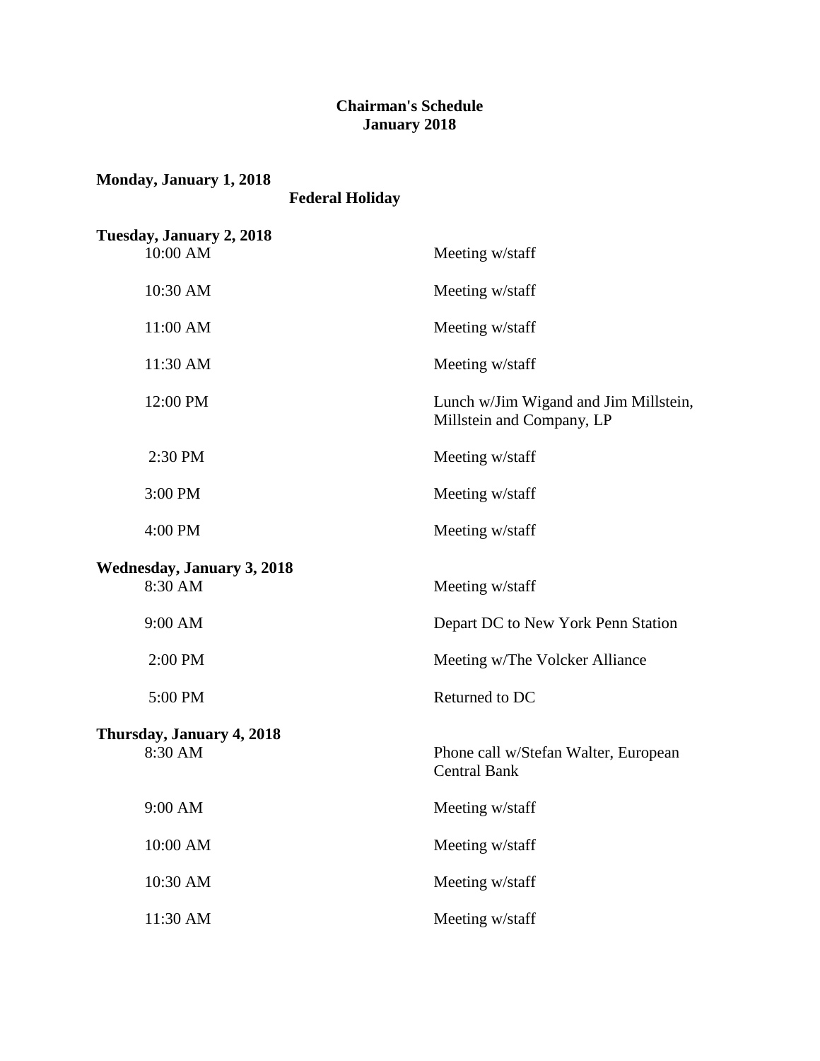# Chairman's Schedule
## January 2018

**Monday, January 1, 2018**

**Federal Holiday**

**Tuesday, January 2, 2018**

| | |
|---|---|
| 10:00 AM | Meeting w/staff |
| 10:30 AM | Meeting w/staff |
| 11:00 AM | Meeting w/staff |
| 11:30 AM | Meeting w/staff |
| 12:00 PM | Lunch w/Jim Wigand and Jim Millstein, Millstein and Company, LP |
| 2:30 PM | Meeting w/staff |
| 3:00 PM | Meeting w/staff |
| 4:00 PM | Meeting w/staff |

**Wednesday, January 3, 2018**

| | |
|---|---|
| 8:30 AM | Meeting w/staff |
| 9:00 AM | Depart DC to New York Penn Station |
| 2:00 PM | Meeting w/The Volcker Alliance |
| 5:00 PM | Returned to DC |

**Thursday, January 4, 2018**

| | |
|---|---|
| 8:30 AM | Phone call w/Stefan Walter, European Central Bank |
| 9:00 AM | Meeting w/staff |
| 10:00 AM | Meeting w/staff |
| 10:30 AM | Meeting w/staff |
| 11:30 AM | Meeting w/staff |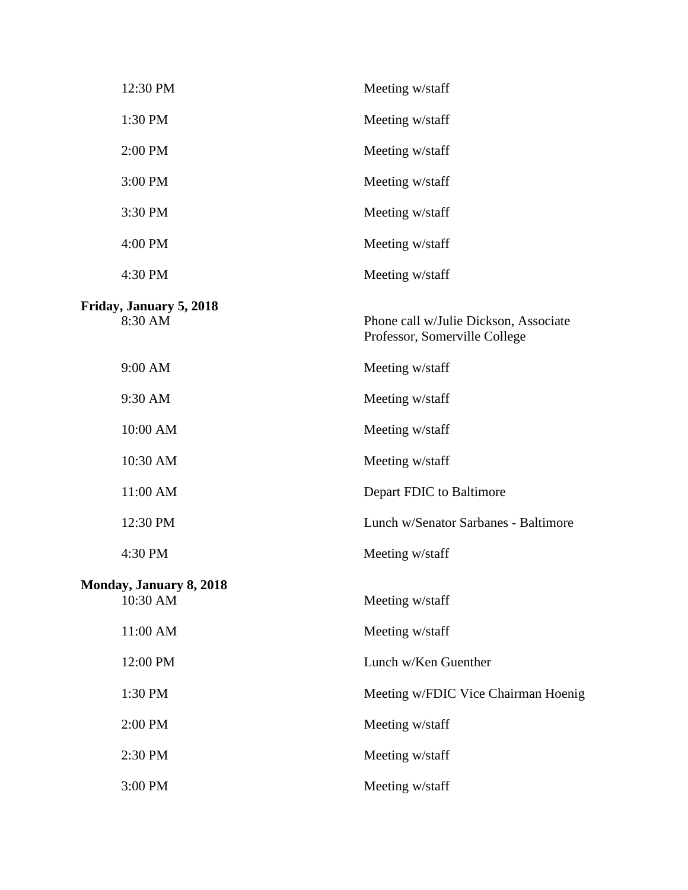| | |
|---|---|
| 12:30 PM | Meeting w/staff |
| 1:30 PM | Meeting w/staff |
| 2:00 PM | Meeting w/staff |
| 3:00 PM | Meeting w/staff |
| 3:30 PM | Meeting w/staff |
| 4:00 PM | Meeting w/staff |
| 4:30 PM | Meeting w/staff |

**Friday, January 5, 2018**

| | |
|---|---|
| 8:30 AM | Phone call w/Julie Dickson, Associate Professor, Somerville College |
| 9:00 AM | Meeting w/staff |
| 9:30 AM | Meeting w/staff |
| 10:00 AM | Meeting w/staff |
| 10:30 AM | Meeting w/staff |
| 11:00 AM | Depart FDIC to Baltimore |
| 12:30 PM | Lunch w/Senator Sarbanes - Baltimore |
| 4:30 PM | Meeting w/staff |

**Monday, January 8, 2018**

| | |
|---|---|
| 10:30 AM | Meeting w/staff |
| 11:00 AM | Meeting w/staff |
| 12:00 PM | Lunch w/Ken Guenther |
| 1:30 PM | Meeting w/FDIC Vice Chairman Hoenig |
| 2:00 PM | Meeting w/staff |
| 2:30 PM | Meeting w/staff |
| 3:00 PM | Meeting w/staff |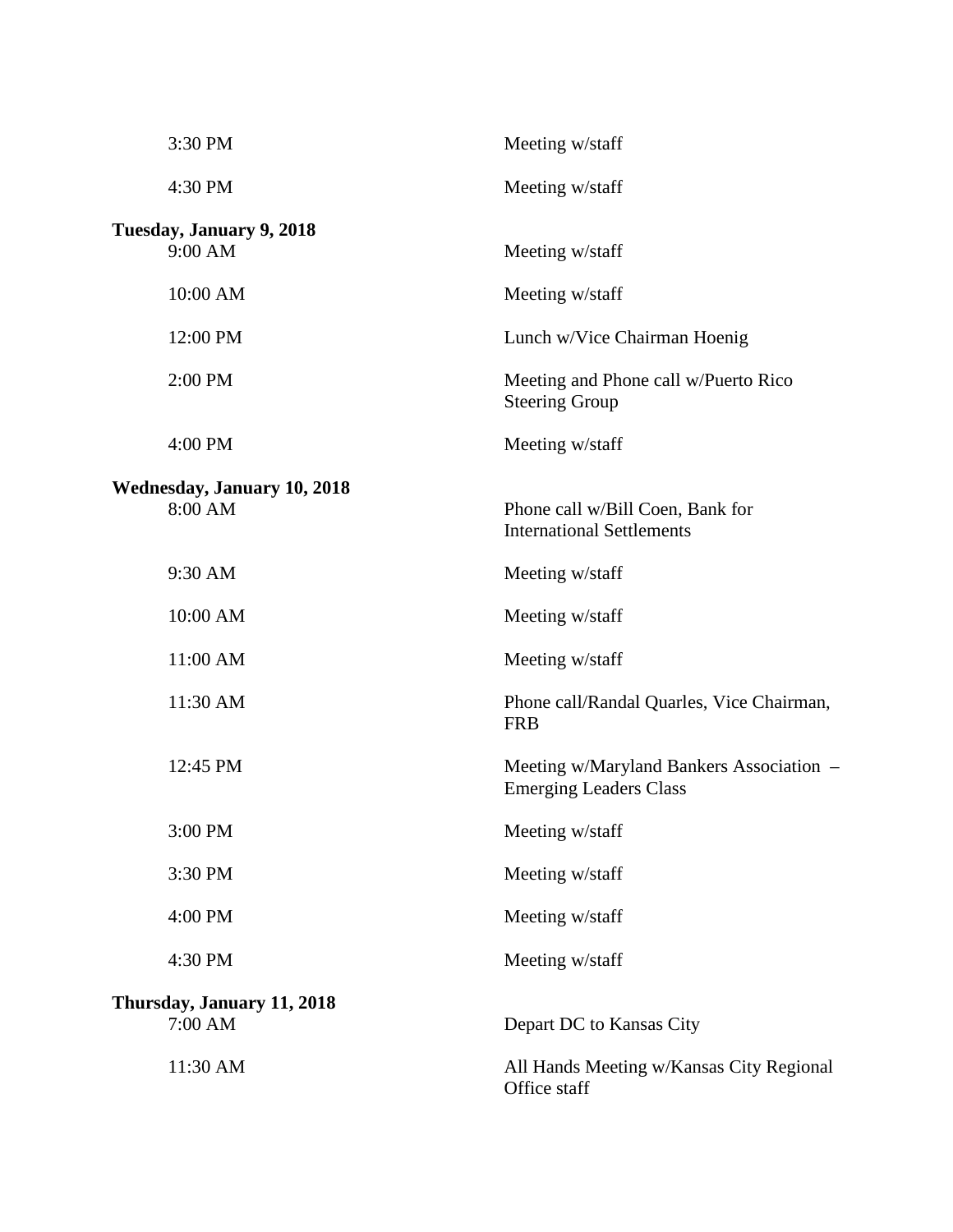| | |
|---|---|
| 3:30 PM | Meeting w/staff |
| 4:30 PM | Meeting w/staff |

**Tuesday, January 9, 2018**

| | |
|---|---|
| 9:00 AM | Meeting w/staff |
| 10:00 AM | Meeting w/staff |
| 12:00 PM | Lunch w/Vice Chairman Hoenig |
| 2:00 PM | Meeting and Phone call w/Puerto Rico Steering Group |
| 4:00 PM | Meeting w/staff |

**Wednesday, January 10, 2018**

| | |
|---|---|
| 8:00 AM | Phone call w/Bill Coen, Bank for International Settlements |
| 9:30 AM | Meeting w/staff |
| 10:00 AM | Meeting w/staff |
| 11:00 AM | Meeting w/staff |
| 11:30 AM | Phone call/Randal Quarles, Vice Chairman, FRB |
| 12:45 PM | Meeting w/Maryland Bankers Association – Emerging Leaders Class |
| 3:00 PM | Meeting w/staff |
| 3:30 PM | Meeting w/staff |
| 4:00 PM | Meeting w/staff |
| 4:30 PM | Meeting w/staff |

**Thursday, January 11, 2018**

| | |
|---|---|
| 7:00 AM | Depart DC to Kansas City |
| 11:30 AM | All Hands Meeting w/Kansas City Regional Office staff |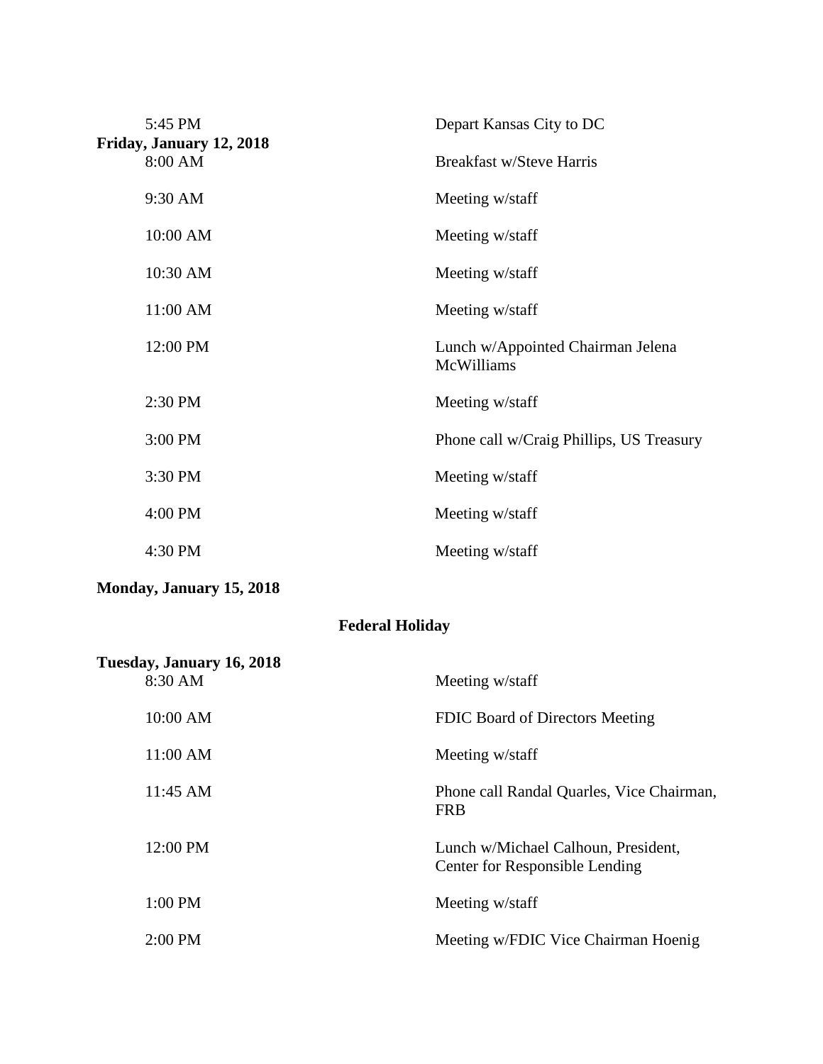| | |
|---|---|
| 5:45 PM | Depart Kansas City to DC |

**Friday, January 12, 2018**

| | |
|---|---|
| 8:00 AM | Breakfast w/Steve Harris |
| 9:30 AM | Meeting w/staff |
| 10:00 AM | Meeting w/staff |
| 10:30 AM | Meeting w/staff |
| 11:00 AM | Meeting w/staff |
| 12:00 PM | Lunch w/Appointed Chairman Jelena McWilliams |
| 2:30 PM | Meeting w/staff |
| 3:00 PM | Phone call w/Craig Phillips, US Treasury |
| 3:30 PM | Meeting w/staff |
| 4:00 PM | Meeting w/staff |
| 4:30 PM | Meeting w/staff |

**Monday, January 15, 2018**

**Federal Holiday**

**Tuesday, January 16, 2018**

| | |
|---|---|
| 8:30 AM | Meeting w/staff |
| 10:00 AM | FDIC Board of Directors Meeting |
| 11:00 AM | Meeting w/staff |
| 11:45 AM | Phone call Randal Quarles, Vice Chairman, FRB |
| 12:00 PM | Lunch w/Michael Calhoun, President, Center for Responsible Lending |
| 1:00 PM | Meeting w/staff |
| 2:00 PM | Meeting w/FDIC Vice Chairman Hoenig |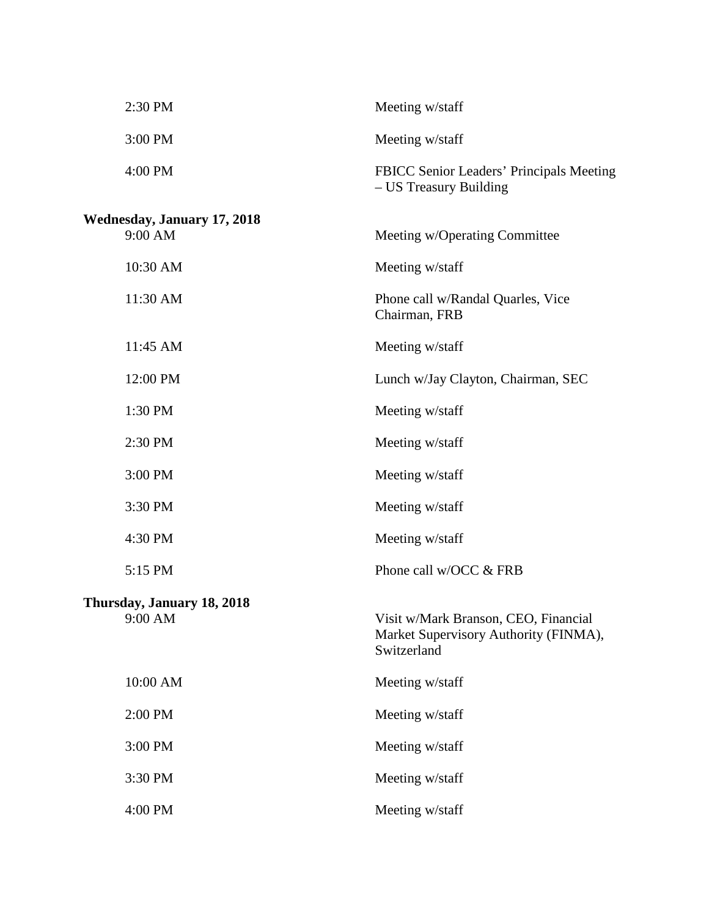| | |
|---|---|
| 2:30 PM | Meeting w/staff |
| 3:00 PM | Meeting w/staff |
| 4:00 PM | FBICC Senior Leaders' Principals Meeting – US Treasury Building |

**Wednesday, January 17, 2018**

| | |
|---|---|
| 9:00 AM | Meeting w/Operating Committee |
| 10:30 AM | Meeting w/staff |
| 11:30 AM | Phone call w/Randal Quarles, Vice Chairman, FRB |
| 11:45 AM | Meeting w/staff |
| 12:00 PM | Lunch w/Jay Clayton, Chairman, SEC |
| 1:30 PM | Meeting w/staff |
| 2:30 PM | Meeting w/staff |
| 3:00 PM | Meeting w/staff |
| 3:30 PM | Meeting w/staff |
| 4:30 PM | Meeting w/staff |
| 5:15 PM | Phone call w/OCC & FRB |

**Thursday, January 18, 2018**

| | |
|---|---|
| 9:00 AM | Visit w/Mark Branson, CEO, Financial Market Supervisory Authority (FINMA), Switzerland |
| 10:00 AM | Meeting w/staff |
| 2:00 PM | Meeting w/staff |
| 3:00 PM | Meeting w/staff |
| 3:30 PM | Meeting w/staff |
| 4:00 PM | Meeting w/staff |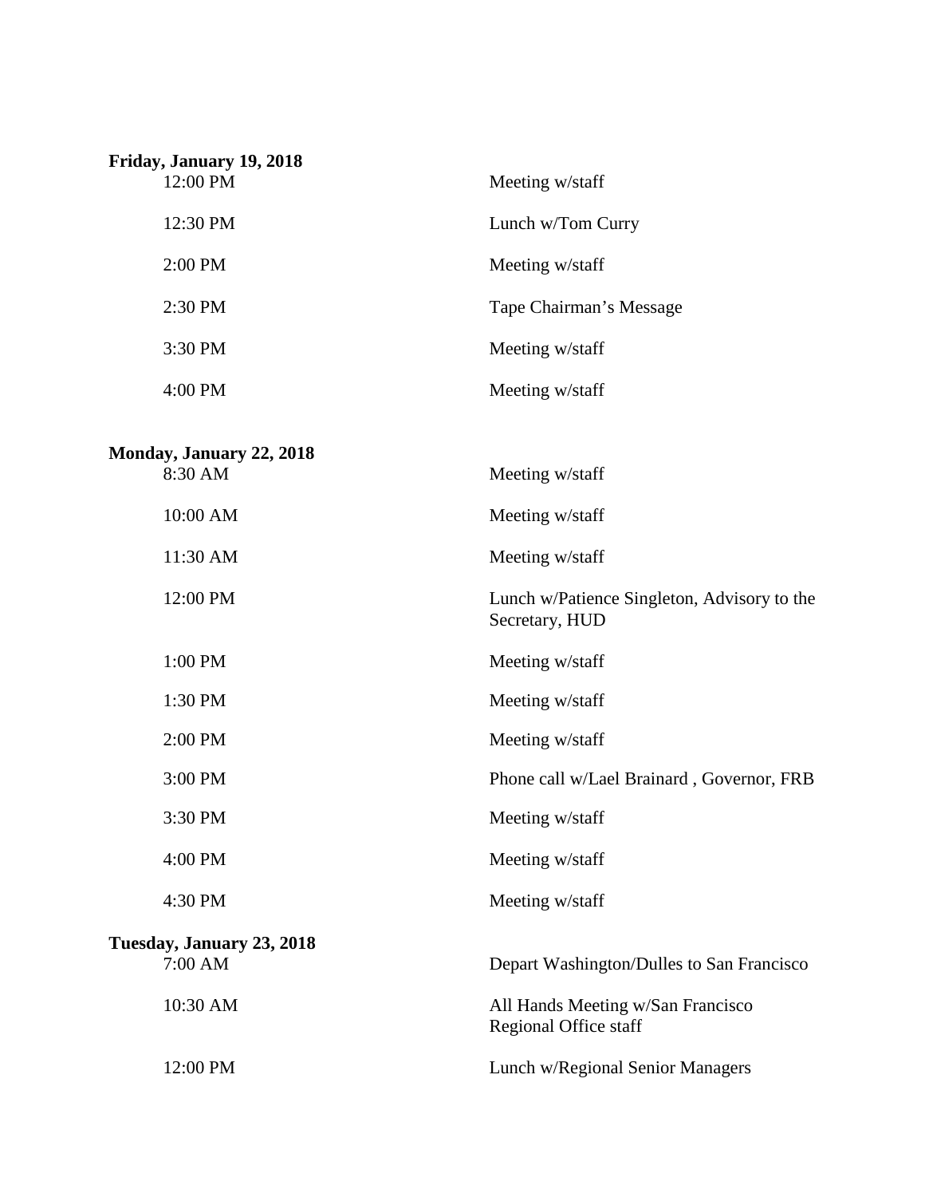**Friday, January 19, 2018**

| | |
|---|---|
| 12:00 PM | Meeting w/staff |
| 12:30 PM | Lunch w/Tom Curry |
| 2:00 PM | Meeting w/staff |
| 2:30 PM | Tape Chairman's Message |
| 3:30 PM | Meeting w/staff |
| 4:00 PM | Meeting w/staff |

**Monday, January 22, 2018**

| | |
|---|---|
| 8:30 AM | Meeting w/staff |
| 10:00 AM | Meeting w/staff |
| 11:30 AM | Meeting w/staff |
| 12:00 PM | Lunch w/Patience Singleton, Advisory to the Secretary, HUD |
| 1:00 PM | Meeting w/staff |
| 1:30 PM | Meeting w/staff |
| 2:00 PM | Meeting w/staff |
| 3:00 PM | Phone call w/Lael Brainard , Governor, FRB |
| 3:30 PM | Meeting w/staff |
| 4:00 PM | Meeting w/staff |
| 4:30 PM | Meeting w/staff |

**Tuesday, January 23, 2018**

| | |
|---|---|
| 7:00 AM | Depart Washington/Dulles to San Francisco |
| 10:30 AM | All Hands Meeting w/San Francisco Regional Office staff |
| 12:00 PM | Lunch w/Regional Senior Managers |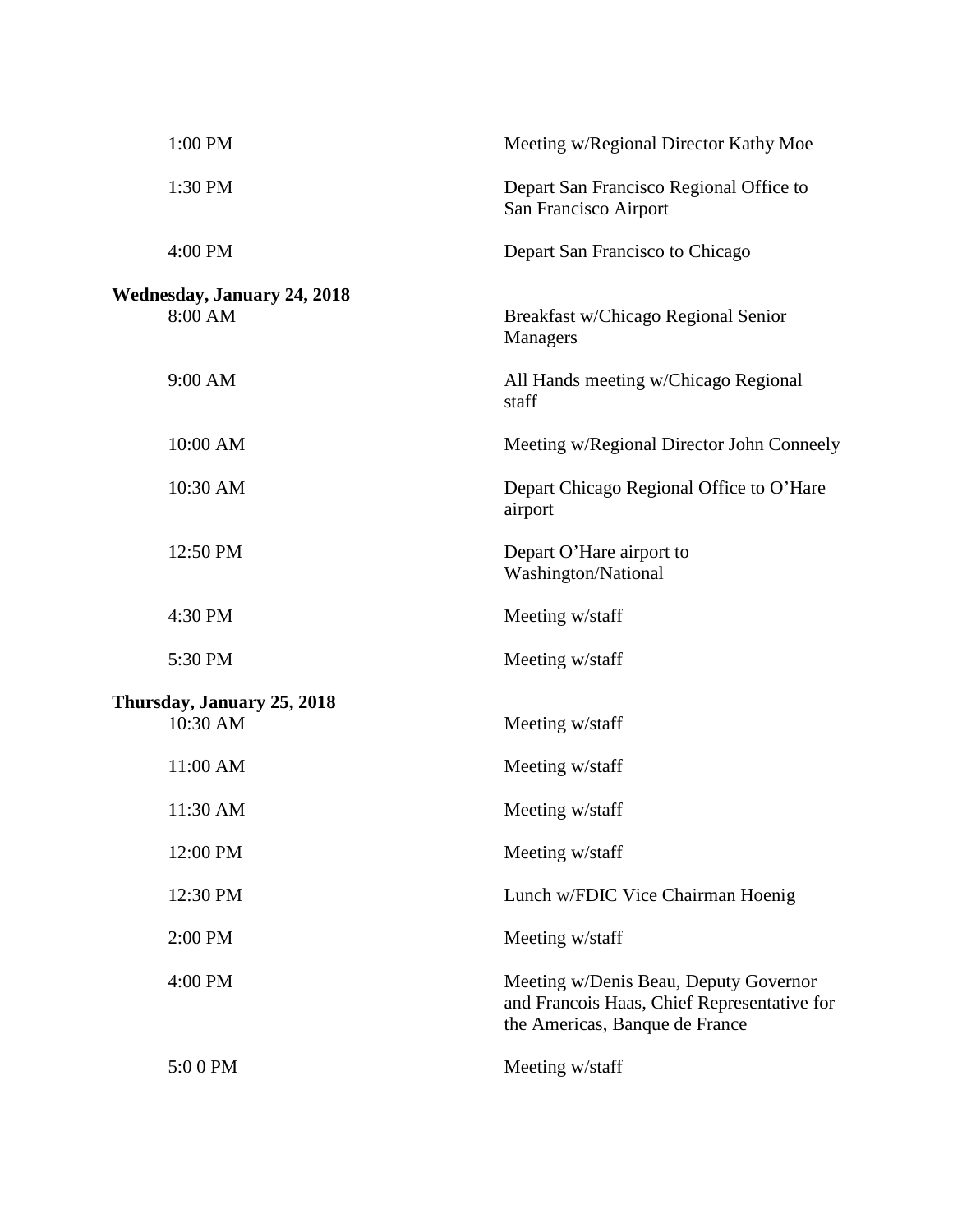| | |
|---|---|
| 1:00 PM | Meeting w/Regional Director Kathy Moe |
| 1:30 PM | Depart San Francisco Regional Office to San Francisco Airport |
| 4:00 PM | Depart San Francisco to Chicago |

**Wednesday, January 24, 2018**

| | |
|---|---|
| 8:00 AM | Breakfast w/Chicago Regional Senior Managers |
| 9:00 AM | All Hands meeting w/Chicago Regional staff |
| 10:00 AM | Meeting w/Regional Director John Conneely |
| 10:30 AM | Depart Chicago Regional Office to O'Hare airport |
| 12:50 PM | Depart O'Hare airport to Washington/National |
| 4:30 PM | Meeting w/staff |
| 5:30 PM | Meeting w/staff |

**Thursday, January 25, 2018**

| | |
|---|---|
| 10:30 AM | Meeting w/staff |
| 11:00 AM | Meeting w/staff |
| 11:30 AM | Meeting w/staff |
| 12:00 PM | Meeting w/staff |
| 12:30 PM | Lunch w/FDIC Vice Chairman Hoenig |
| 2:00 PM | Meeting w/staff |
| 4:00 PM | Meeting w/Denis Beau, Deputy Governor and Francois Haas, Chief Representative for the Americas, Banque de France |
| 5:0 0 PM | Meeting w/staff |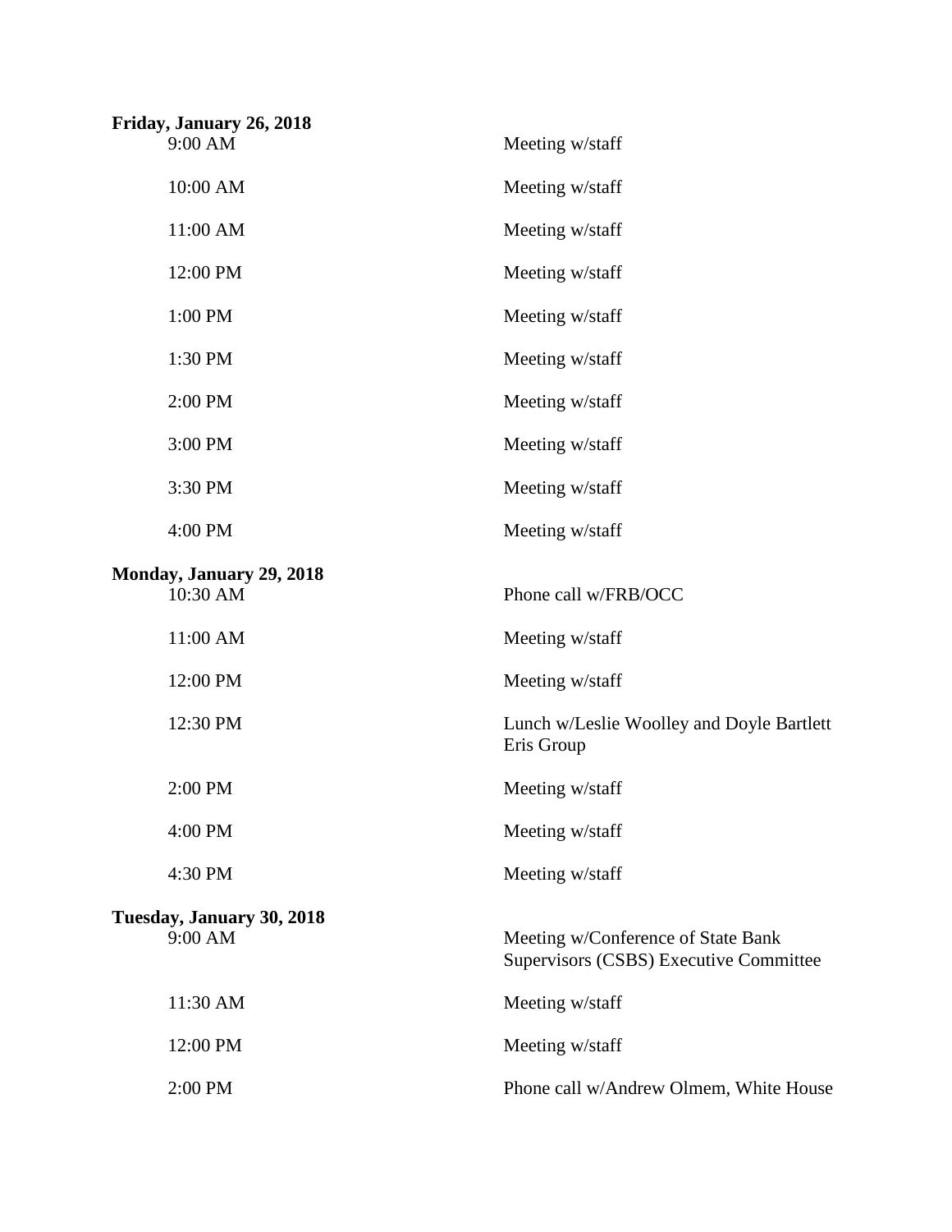**Friday, January 26, 2018**

| | |
|---|---|
| 9:00 AM | Meeting w/staff |
| 10:00 AM | Meeting w/staff |
| 11:00 AM | Meeting w/staff |
| 12:00 PM | Meeting w/staff |
| 1:00 PM | Meeting w/staff |
| 1:30 PM | Meeting w/staff |
| 2:00 PM | Meeting w/staff |
| 3:00 PM | Meeting w/staff |
| 3:30 PM | Meeting w/staff |
| 4:00 PM | Meeting w/staff |

**Monday, January 29, 2018**

| | |
|---|---|
| 10:30 AM | Phone call w/FRB/OCC |
| 11:00 AM | Meeting w/staff |
| 12:00 PM | Meeting w/staff |
| 12:30 PM | Lunch w/Leslie Woolley and Doyle Bartlett Eris Group |
| 2:00 PM | Meeting w/staff |
| 4:00 PM | Meeting w/staff |
| 4:30 PM | Meeting w/staff |

**Tuesday, January 30, 2018**

| | |
|---|---|
| 9:00 AM | Meeting w/Conference of State Bank Supervisors (CSBS) Executive Committee |
| 11:30 AM | Meeting w/staff |
| 12:00 PM | Meeting w/staff |
| 2:00 PM | Phone call w/Andrew Olmem, White House |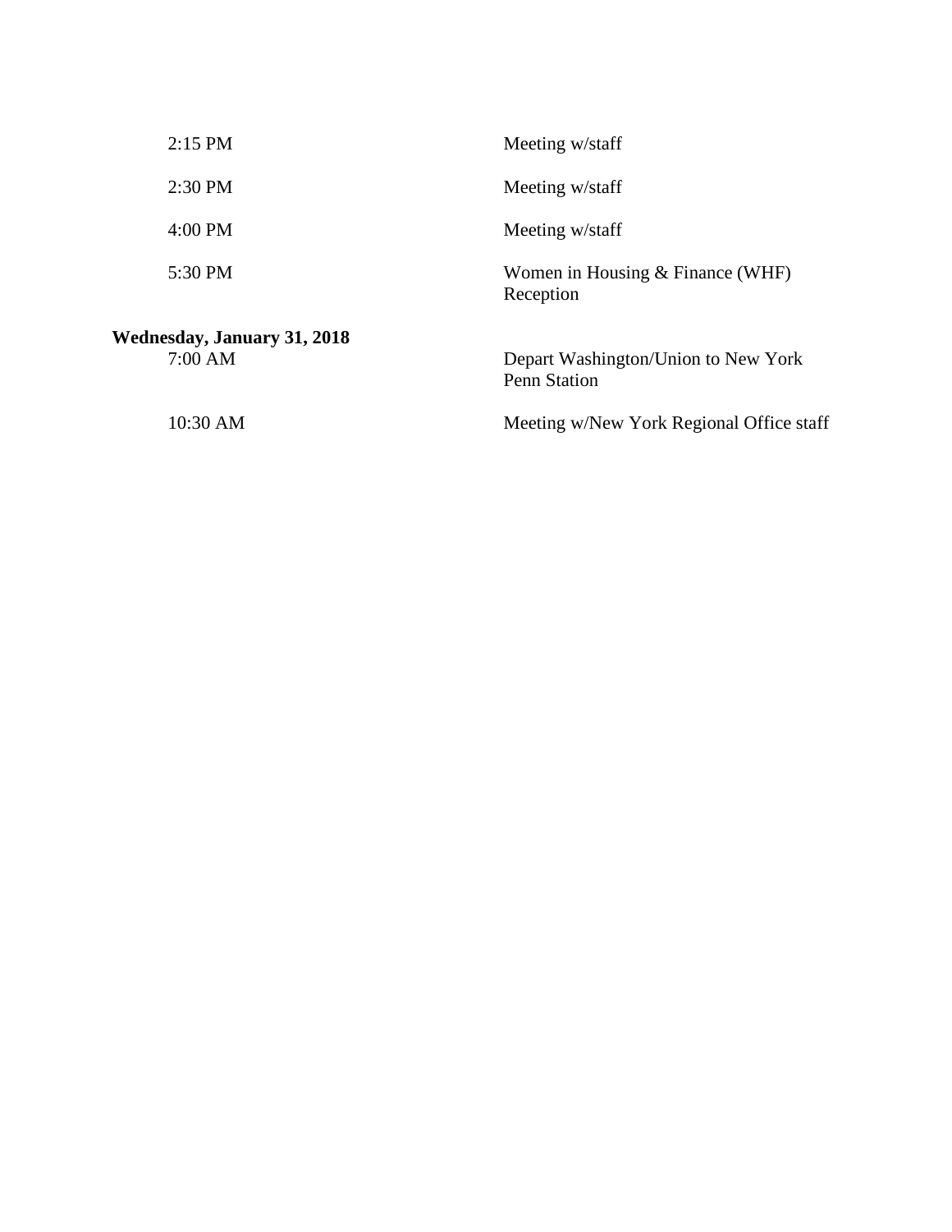| | |
|---|---|
| 2:15 PM | Meeting w/staff |
| 2:30 PM | Meeting w/staff |
| 4:00 PM | Meeting w/staff |
| 5:30 PM | Women in Housing & Finance (WHF) Reception |

**Wednesday, January 31, 2018**

| | |
|---|---|
| 7:00 AM | Depart Washington/Union to New York Penn Station |
| 10:30 AM | Meeting w/New York Regional Office staff |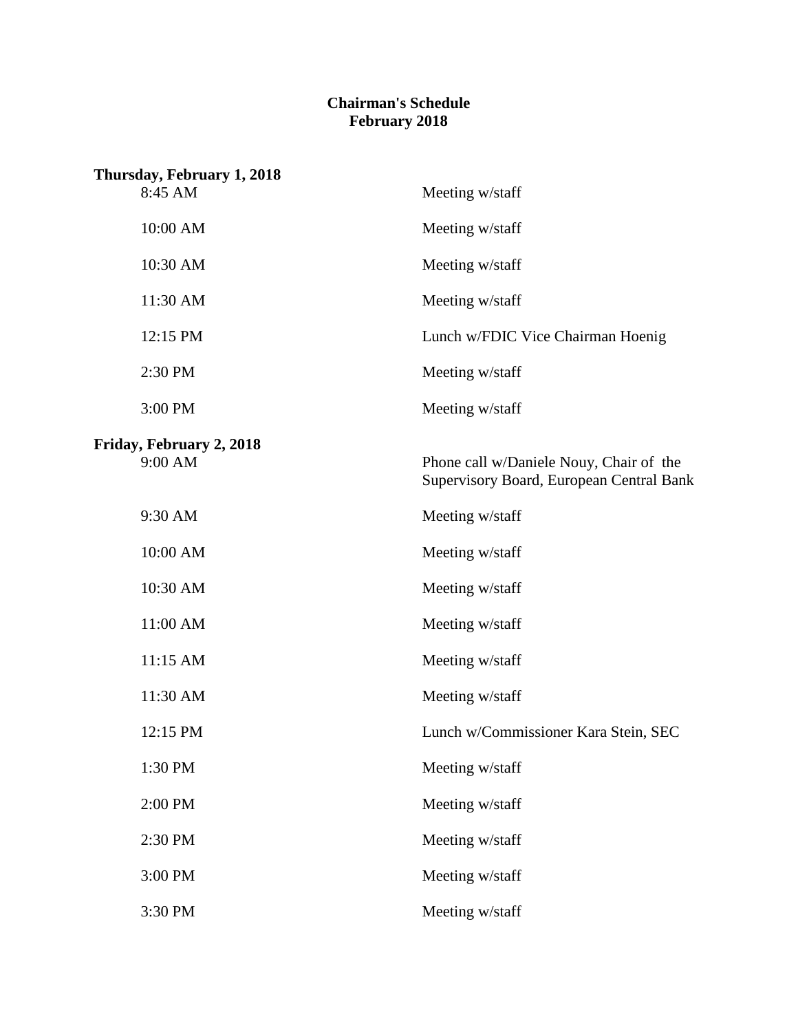**Chairman's Schedule**
**February 2018**

**Thursday, February 1, 2018**

| | |
|---|---|
| 8:45 AM | Meeting w/staff |
| 10:00 AM | Meeting w/staff |
| 10:30 AM | Meeting w/staff |
| 11:30 AM | Meeting w/staff |
| 12:15 PM | Lunch w/FDIC Vice Chairman Hoenig |
| 2:30 PM | Meeting w/staff |
| 3:00 PM | Meeting w/staff |

**Friday, February 2, 2018**

| | |
|---|---|
| 9:00 AM | Phone call w/Daniele Nouy, Chair of the Supervisory Board, European Central Bank |
| 9:30 AM | Meeting w/staff |
| 10:00 AM | Meeting w/staff |
| 10:30 AM | Meeting w/staff |
| 11:00 AM | Meeting w/staff |
| 11:15 AM | Meeting w/staff |
| 11:30 AM | Meeting w/staff |
| 12:15 PM | Lunch w/Commissioner Kara Stein, SEC |
| 1:30 PM | Meeting w/staff |
| 2:00 PM | Meeting w/staff |
| 2:30 PM | Meeting w/staff |
| 3:00 PM | Meeting w/staff |
| 3:30 PM | Meeting w/staff |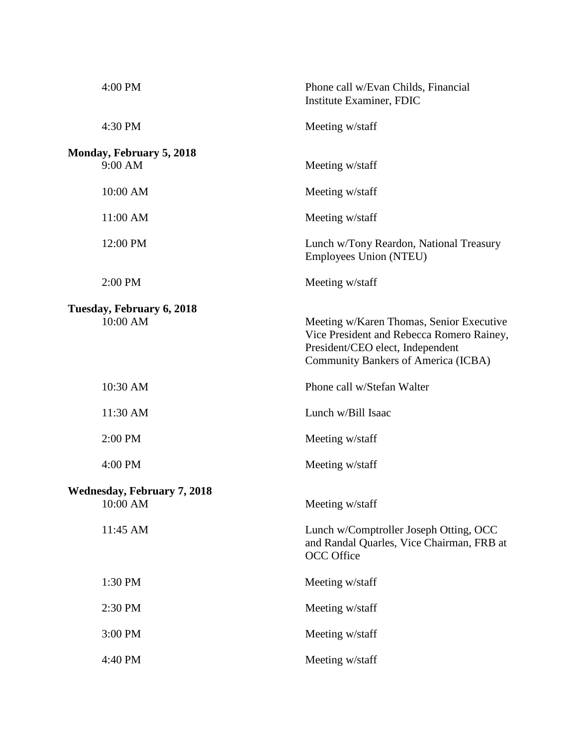| | |
|---|---|
| 4:00 PM | Phone call w/Evan Childs, Financial Institute Examiner, FDIC |
| 4:30 PM | Meeting w/staff |

**Monday, February 5, 2018**

| | |
|---|---|
| 9:00 AM | Meeting w/staff |
| 10:00 AM | Meeting w/staff |
| 11:00 AM | Meeting w/staff |
| 12:00 PM | Lunch w/Tony Reardon, National Treasury Employees Union (NTEU) |
| 2:00 PM | Meeting w/staff |

**Tuesday, February 6, 2018**

| | |
|---|---|
| 10:00 AM | Meeting w/Karen Thomas, Senior Executive Vice President and Rebecca Romero Rainey, President/CEO elect, Independent Community Bankers of America (ICBA) |
| 10:30 AM | Phone call w/Stefan Walter |
| 11:30 AM | Lunch w/Bill Isaac |
| 2:00 PM | Meeting w/staff |
| 4:00 PM | Meeting w/staff |

**Wednesday, February 7, 2018**

| | |
|---|---|
| 10:00 AM | Meeting w/staff |
| 11:45 AM | Lunch w/Comptroller Joseph Otting, OCC and Randal Quarles, Vice Chairman, FRB at OCC Office |
| 1:30 PM | Meeting w/staff |
| 2:30 PM | Meeting w/staff |
| 3:00 PM | Meeting w/staff |
| 4:40 PM | Meeting w/staff |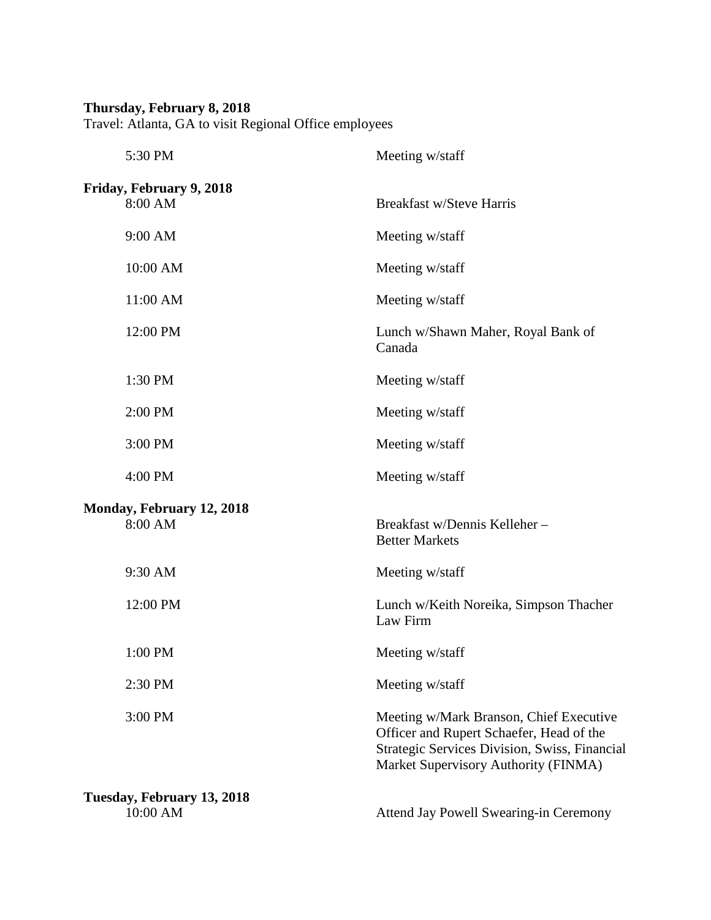**Thursday, February 8, 2018**
Travel: Atlanta, GA to visit Regional Office employees

| | |
|---|---|
| 5:30 PM | Meeting w/staff |

**Friday, February 9, 2018**

| | |
|---|---|
| 8:00 AM | Breakfast w/Steve Harris |
| 9:00 AM | Meeting w/staff |
| 10:00 AM | Meeting w/staff |
| 11:00 AM | Meeting w/staff |
| 12:00 PM | Lunch w/Shawn Maher, Royal Bank of Canada |
| 1:30 PM | Meeting w/staff |
| 2:00 PM | Meeting w/staff |
| 3:00 PM | Meeting w/staff |
| 4:00 PM | Meeting w/staff |

**Monday, February 12, 2018**

| | |
|---|---|
| 8:00 AM | Breakfast w/Dennis Kelleher – Better Markets |
| 9:30 AM | Meeting w/staff |
| 12:00 PM | Lunch w/Keith Noreika, Simpson Thacher Law Firm |
| 1:00 PM | Meeting w/staff |
| 2:30 PM | Meeting w/staff |
| 3:00 PM | Meeting w/Mark Branson, Chief Executive Officer and Rupert Schaefer, Head of the Strategic Services Division, Swiss, Financial Market Supervisory Authority (FINMA) |

**Tuesday, February 13, 2018**

| | |
|---|---|
| 10:00 AM | Attend Jay Powell Swearing-in Ceremony |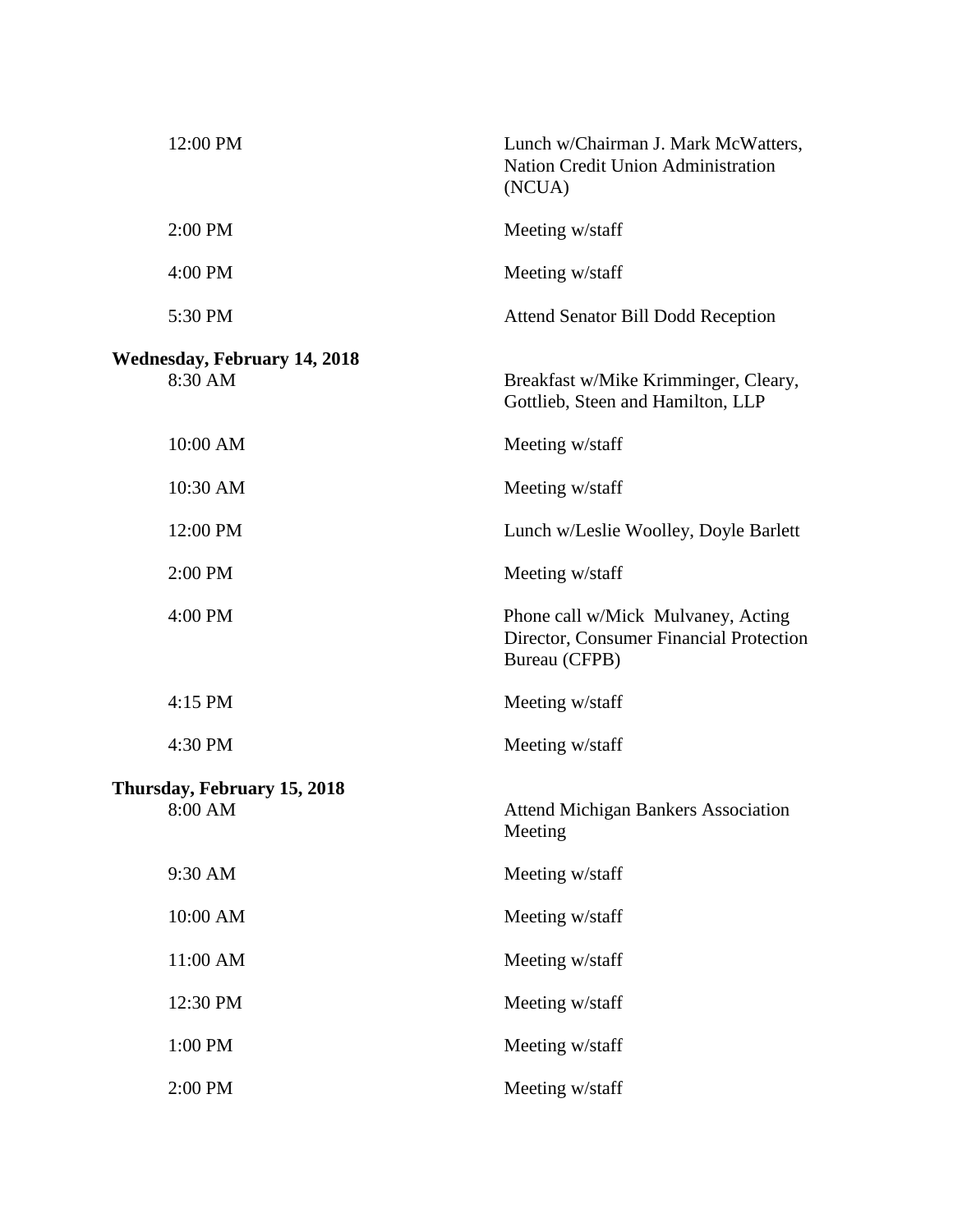| | |
|---|---|
| 12:00 PM | Lunch w/Chairman J. Mark McWatters, Nation Credit Union Administration (NCUA) |
| 2:00 PM | Meeting w/staff |
| 4:00 PM | Meeting w/staff |
| 5:30 PM | Attend Senator Bill Dodd Reception |

**Wednesday, February 14, 2018**

| | |
|---|---|
| 8:30 AM | Breakfast w/Mike Krimminger, Cleary, Gottlieb, Steen and Hamilton, LLP |
| 10:00 AM | Meeting w/staff |
| 10:30 AM | Meeting w/staff |
| 12:00 PM | Lunch w/Leslie Woolley, Doyle Barlett |
| 2:00 PM | Meeting w/staff |
| 4:00 PM | Phone call w/Mick Mulvaney, Acting Director, Consumer Financial Protection Bureau (CFPB) |
| 4:15 PM | Meeting w/staff |
| 4:30 PM | Meeting w/staff |

**Thursday, February 15, 2018**

| | |
|---|---|
| 8:00 AM | Attend Michigan Bankers Association Meeting |
| 9:30 AM | Meeting w/staff |
| 10:00 AM | Meeting w/staff |
| 11:00 AM | Meeting w/staff |
| 12:30 PM | Meeting w/staff |
| 1:00 PM | Meeting w/staff |
| 2:00 PM | Meeting w/staff |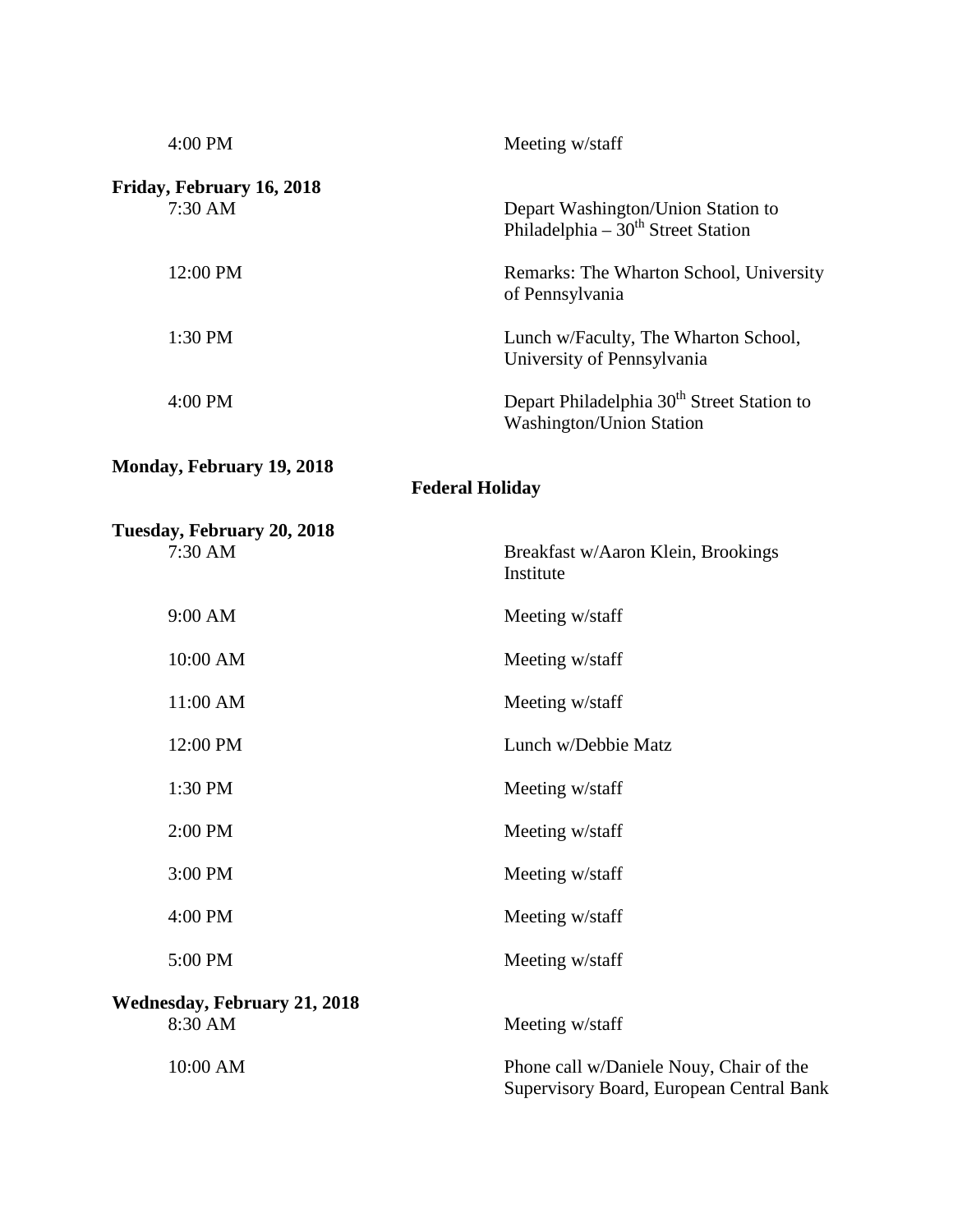| | |
|---|---|
| 4:00 PM | Meeting w/staff |

**Friday, February 16, 2018**

| | |
|---|---|
| 7:30 AM | Depart Washington/Union Station to Philadelphia – 30th Street Station |
| 12:00 PM | Remarks: The Wharton School, University of Pennsylvania |
| 1:30 PM | Lunch w/Faculty, The Wharton School, University of Pennsylvania |
| 4:00 PM | Depart Philadelphia 30th Street Station to Washington/Union Station |

**Monday, February 19, 2018**

**Federal Holiday**

**Tuesday, February 20, 2018**

| | |
|---|---|
| 7:30 AM | Breakfast w/Aaron Klein, Brookings Institute |
| 9:00 AM | Meeting w/staff |
| 10:00 AM | Meeting w/staff |
| 11:00 AM | Meeting w/staff |
| 12:00 PM | Lunch w/Debbie Matz |
| 1:30 PM | Meeting w/staff |
| 2:00 PM | Meeting w/staff |
| 3:00 PM | Meeting w/staff |
| 4:00 PM | Meeting w/staff |
| 5:00 PM | Meeting w/staff |

**Wednesday, February 21, 2018**

| | |
|---|---|
| 8:30 AM | Meeting w/staff |
| 10:00 AM | Phone call w/Daniele Nouy, Chair of the Supervisory Board, European Central Bank |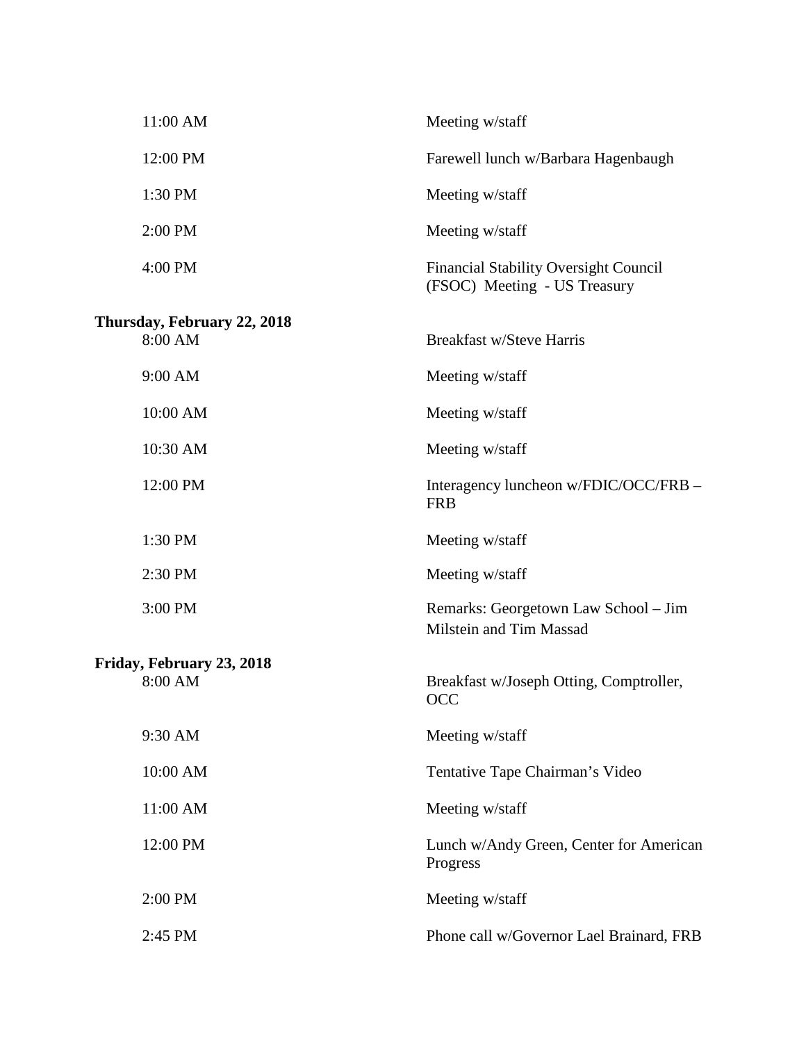| | |
|---|---|
| 11:00 AM | Meeting w/staff |
| 12:00 PM | Farewell lunch w/Barbara Hagenbaugh |
| 1:30 PM | Meeting w/staff |
| 2:00 PM | Meeting w/staff |
| 4:00 PM | Financial Stability Oversight Council (FSOC) Meeting - US Treasury |

**Thursday, February 22, 2018**

| | |
|---|---|
| 8:00 AM | Breakfast w/Steve Harris |
| 9:00 AM | Meeting w/staff |
| 10:00 AM | Meeting w/staff |
| 10:30 AM | Meeting w/staff |
| 12:00 PM | Interagency luncheon w/FDIC/OCC/FRB – FRB |
| 1:30 PM | Meeting w/staff |
| 2:30 PM | Meeting w/staff |
| 3:00 PM | Remarks: Georgetown Law School – Jim Milstein and Tim Massad |

**Friday, February 23, 2018**

| | |
|---|---|
| 8:00 AM | Breakfast w/Joseph Otting, Comptroller, OCC |
| 9:30 AM | Meeting w/staff |
| 10:00 AM | Tentative Tape Chairman's Video |
| 11:00 AM | Meeting w/staff |
| 12:00 PM | Lunch w/Andy Green, Center for American Progress |
| 2:00 PM | Meeting w/staff |
| 2:45 PM | Phone call w/Governor Lael Brainard, FRB |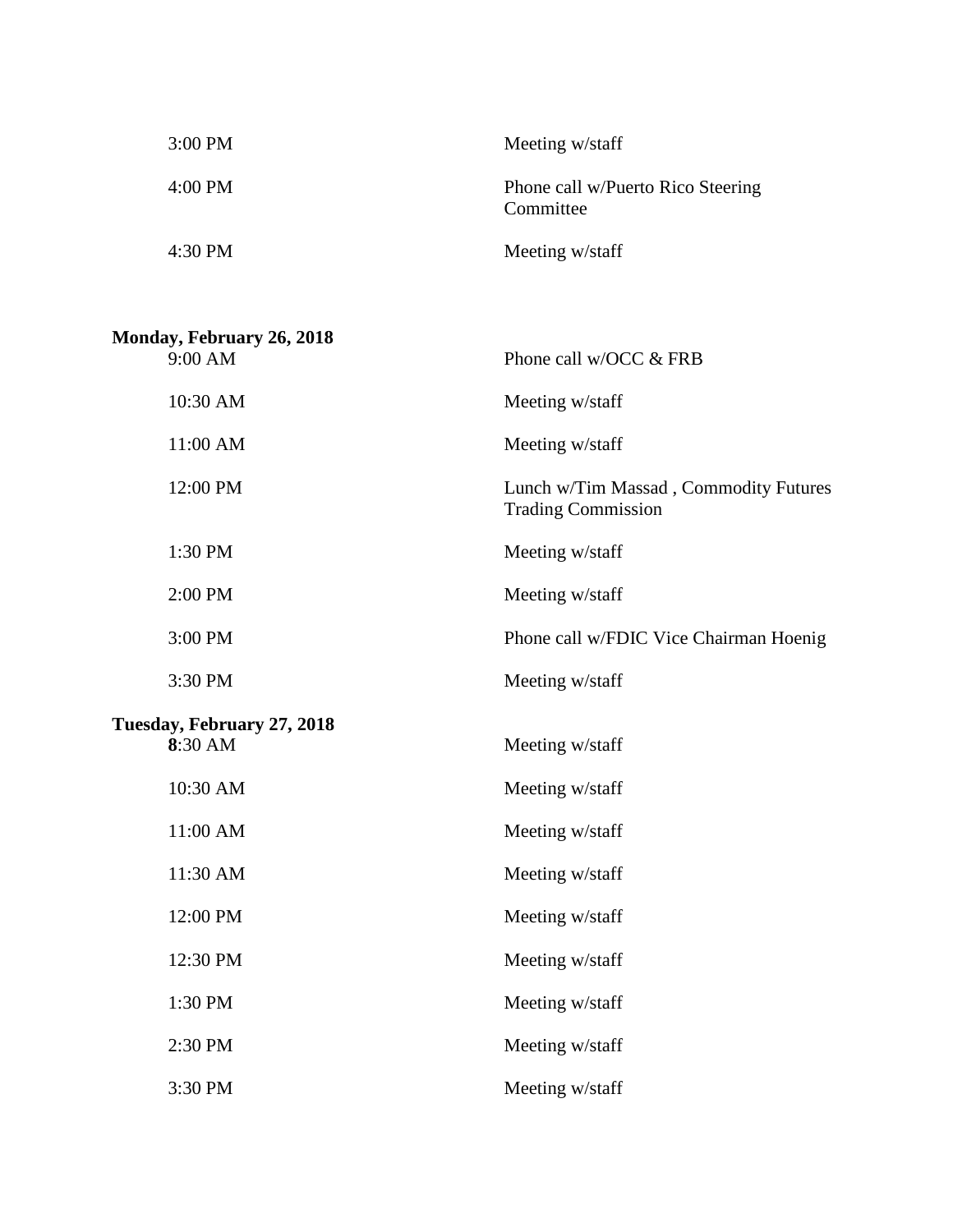| | |
|---|---|
| 3:00 PM | Meeting w/staff |
| 4:00 PM | Phone call w/Puerto Rico Steering Committee |
| 4:30 PM | Meeting w/staff |

**Monday, February 26, 2018**

| | |
|---|---|
| 9:00 AM | Phone call w/OCC & FRB |
| 10:30 AM | Meeting w/staff |
| 11:00 AM | Meeting w/staff |
| 12:00 PM | Lunch w/Tim Massad , Commodity Futures Trading Commission |
| 1:30 PM | Meeting w/staff |
| 2:00 PM | Meeting w/staff |
| 3:00 PM | Phone call w/FDIC Vice Chairman Hoenig |
| 3:30 PM | Meeting w/staff |

**Tuesday, February 27, 2018**

| | |
|---|---|
| **8**:30 AM | Meeting w/staff |
| 10:30 AM | Meeting w/staff |
| 11:00 AM | Meeting w/staff |
| 11:30 AM | Meeting w/staff |
| 12:00 PM | Meeting w/staff |
| 12:30 PM | Meeting w/staff |
| 1:30 PM | Meeting w/staff |
| 2:30 PM | Meeting w/staff |
| 3:30 PM | Meeting w/staff |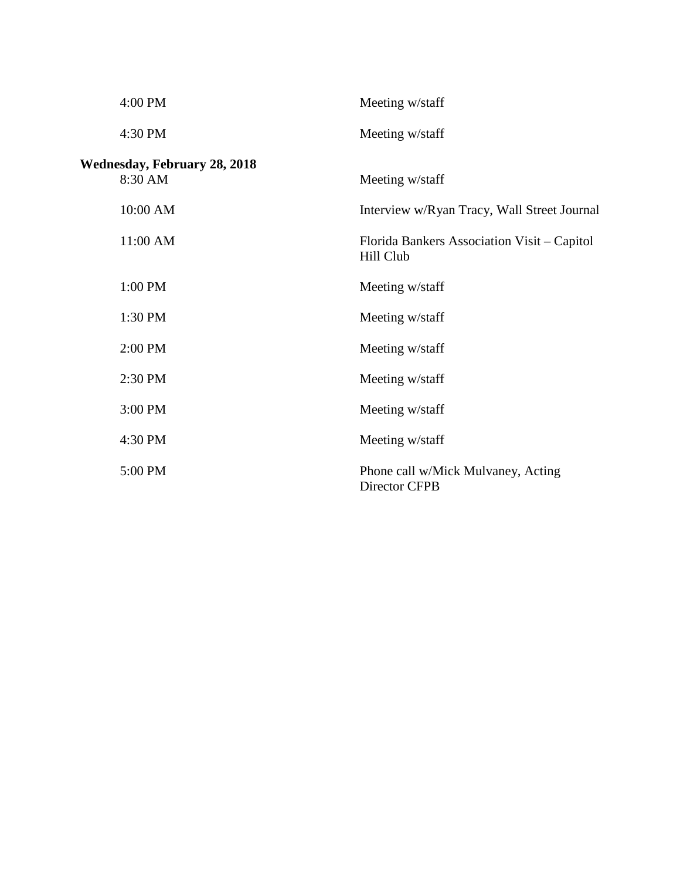| | |
|---|---|
| 4:00 PM | Meeting w/staff |
| 4:30 PM | Meeting w/staff |

**Wednesday, February 28, 2018**

| | |
|---|---|
| 8:30 AM | Meeting w/staff |
| 10:00 AM | Interview w/Ryan Tracy, Wall Street Journal |
| 11:00 AM | Florida Bankers Association Visit – Capitol Hill Club |
| 1:00 PM | Meeting w/staff |
| 1:30 PM | Meeting w/staff |
| 2:00 PM | Meeting w/staff |
| 2:30 PM | Meeting w/staff |
| 3:00 PM | Meeting w/staff |
| 4:30 PM | Meeting w/staff |
| 5:00 PM | Phone call w/Mick Mulvaney, Acting Director CFPB |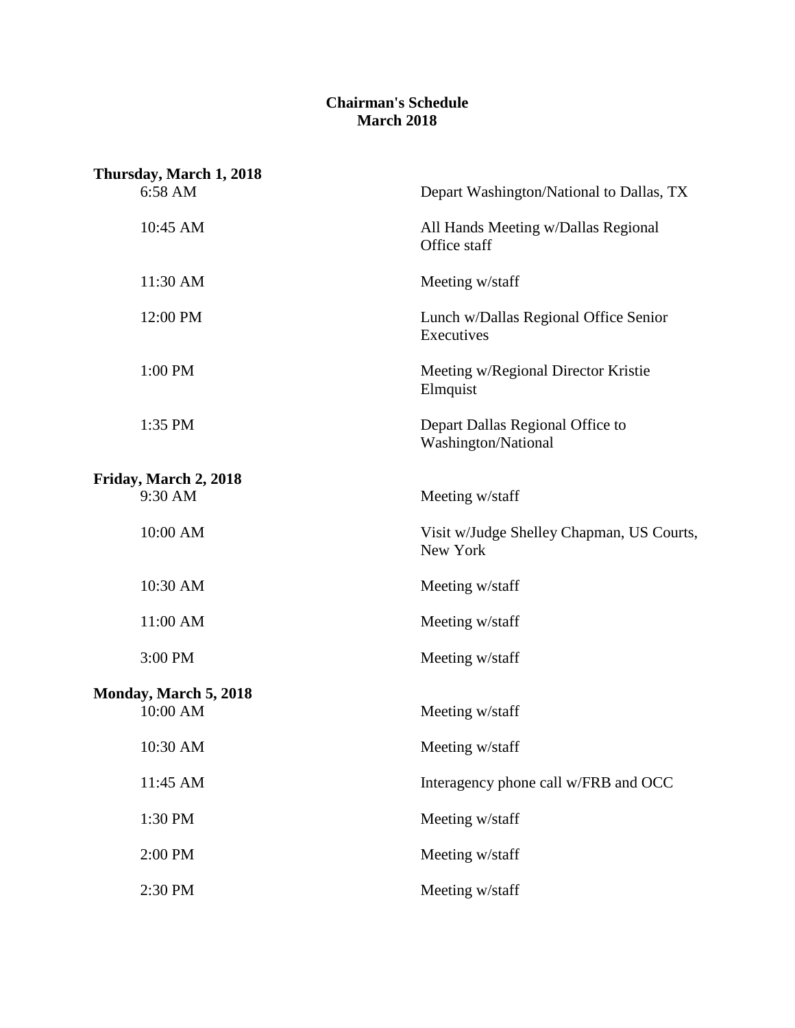**Chairman's Schedule**
**March 2018**

**Thursday, March 1, 2018**

| | |
|---|---|
| 6:58 AM | Depart Washington/National to Dallas, TX |
| 10:45 AM | All Hands Meeting w/Dallas Regional Office staff |
| 11:30 AM | Meeting w/staff |
| 12:00 PM | Lunch w/Dallas Regional Office Senior Executives |
| 1:00 PM | Meeting w/Regional Director Kristie Elmquist |
| 1:35 PM | Depart Dallas Regional Office to Washington/National |

**Friday, March 2, 2018**

| | |
|---|---|
| 9:30 AM | Meeting w/staff |
| 10:00 AM | Visit w/Judge Shelley Chapman, US Courts, New York |
| 10:30 AM | Meeting w/staff |
| 11:00 AM | Meeting w/staff |
| 3:00 PM | Meeting w/staff |

**Monday, March 5, 2018**

| | |
|---|---|
| 10:00 AM | Meeting w/staff |
| 10:30 AM | Meeting w/staff |
| 11:45 AM | Interagency phone call w/FRB and OCC |
| 1:30 PM | Meeting w/staff |
| 2:00 PM | Meeting w/staff |
| 2:30 PM | Meeting w/staff |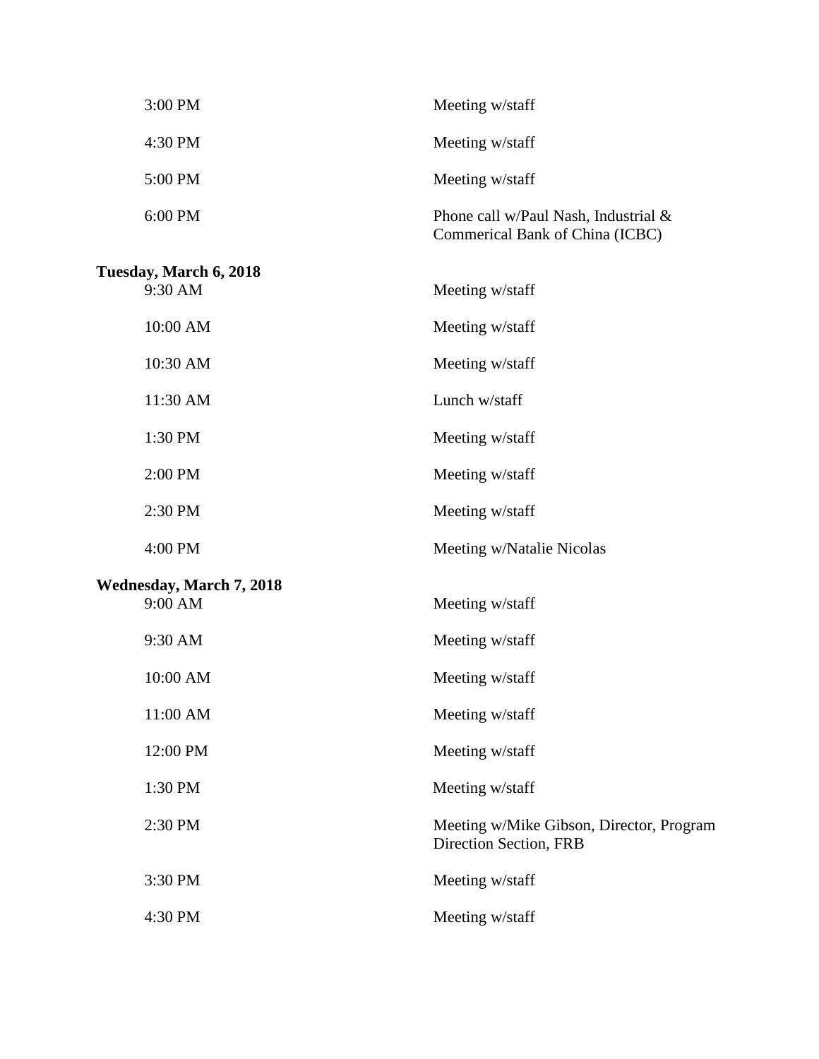| | |
|---|---|
| 3:00 PM | Meeting w/staff |
| 4:30 PM | Meeting w/staff |
| 5:00 PM | Meeting w/staff |
| 6:00 PM | Phone call w/Paul Nash, Industrial & Commerical Bank of China (ICBC) |

**Tuesday, March 6, 2018**

| | |
|---|---|
| 9:30 AM | Meeting w/staff |
| 10:00 AM | Meeting w/staff |
| 10:30 AM | Meeting w/staff |
| 11:30 AM | Lunch w/staff |
| 1:30 PM | Meeting w/staff |
| 2:00 PM | Meeting w/staff |
| 2:30 PM | Meeting w/staff |
| 4:00 PM | Meeting w/Natalie Nicolas |

**Wednesday, March 7, 2018**

| | |
|---|---|
| 9:00 AM | Meeting w/staff |
| 9:30 AM | Meeting w/staff |
| 10:00 AM | Meeting w/staff |
| 11:00 AM | Meeting w/staff |
| 12:00 PM | Meeting w/staff |
| 1:30 PM | Meeting w/staff |
| 2:30 PM | Meeting w/Mike Gibson, Director, Program Direction Section, FRB |
| 3:30 PM | Meeting w/staff |
| 4:30 PM | Meeting w/staff |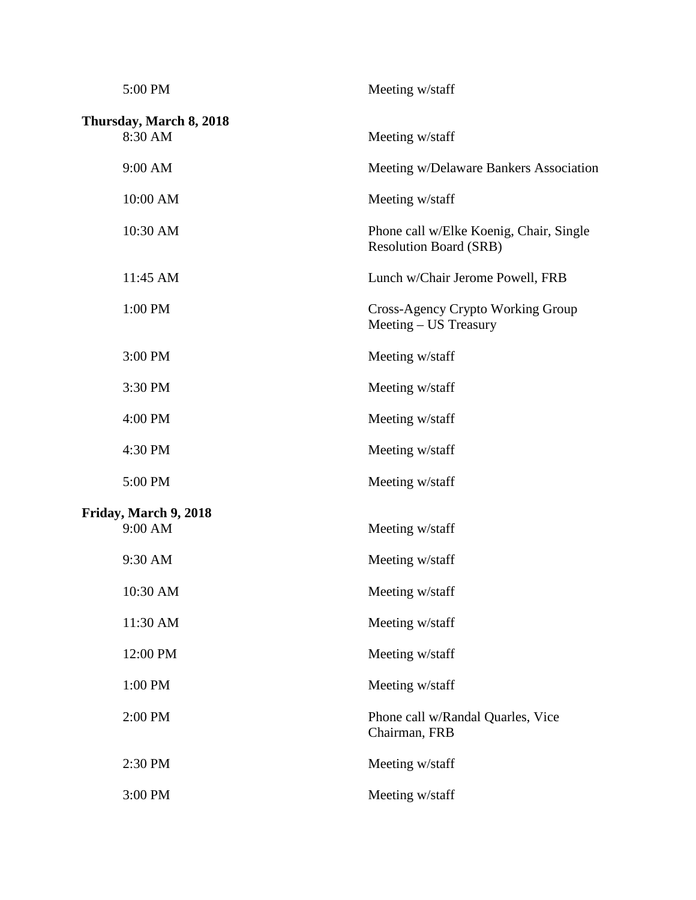| | |
|---|---|
| 5:00 PM | Meeting w/staff |

**Thursday, March 8, 2018**

| | |
|---|---|
| 8:30 AM | Meeting w/staff |
| 9:00 AM | Meeting w/Delaware Bankers Association |
| 10:00 AM | Meeting w/staff |
| 10:30 AM | Phone call w/Elke Koenig, Chair, Single Resolution Board (SRB) |
| 11:45 AM | Lunch w/Chair Jerome Powell, FRB |
| 1:00 PM | Cross-Agency Crypto Working Group Meeting – US Treasury |
| 3:00 PM | Meeting w/staff |
| 3:30 PM | Meeting w/staff |
| 4:00 PM | Meeting w/staff |
| 4:30 PM | Meeting w/staff |
| 5:00 PM | Meeting w/staff |

**Friday, March 9, 2018**

| | |
|---|---|
| 9:00 AM | Meeting w/staff |
| 9:30 AM | Meeting w/staff |
| 10:30 AM | Meeting w/staff |
| 11:30 AM | Meeting w/staff |
| 12:00 PM | Meeting w/staff |
| 1:00 PM | Meeting w/staff |
| 2:00 PM | Phone call w/Randal Quarles, Vice Chairman, FRB |
| 2:30 PM | Meeting w/staff |
| 3:00 PM | Meeting w/staff |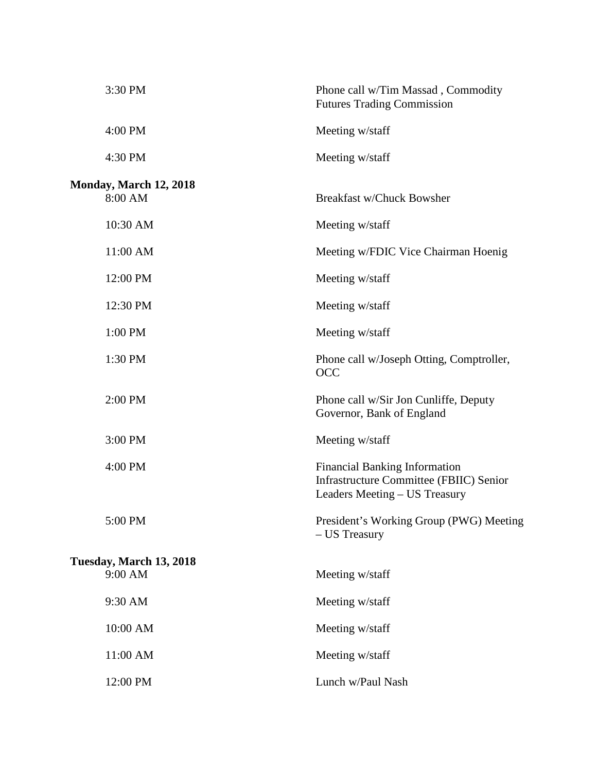| | |
|---|---|
| 3:30 PM | Phone call w/Tim Massad , Commodity Futures Trading Commission |
| 4:00 PM | Meeting w/staff |
| 4:30 PM | Meeting w/staff |

**Monday, March 12, 2018**

| | |
|---|---|
| 8:00 AM | Breakfast w/Chuck Bowsher |
| 10:30 AM | Meeting w/staff |
| 11:00 AM | Meeting w/FDIC Vice Chairman Hoenig |
| 12:00 PM | Meeting w/staff |
| 12:30 PM | Meeting w/staff |
| 1:00 PM | Meeting w/staff |
| 1:30 PM | Phone call w/Joseph Otting, Comptroller, OCC |
| 2:00 PM | Phone call w/Sir Jon Cunliffe, Deputy Governor, Bank of England |
| 3:00 PM | Meeting w/staff |
| 4:00 PM | Financial Banking Information Infrastructure Committee (FBIIC) Senior Leaders Meeting – US Treasury |
| 5:00 PM | President's Working Group (PWG) Meeting – US Treasury |

**Tuesday, March 13, 2018**

| | |
|---|---|
| 9:00 AM | Meeting w/staff |
| 9:30 AM | Meeting w/staff |
| 10:00 AM | Meeting w/staff |
| 11:00 AM | Meeting w/staff |
| 12:00 PM | Lunch w/Paul Nash |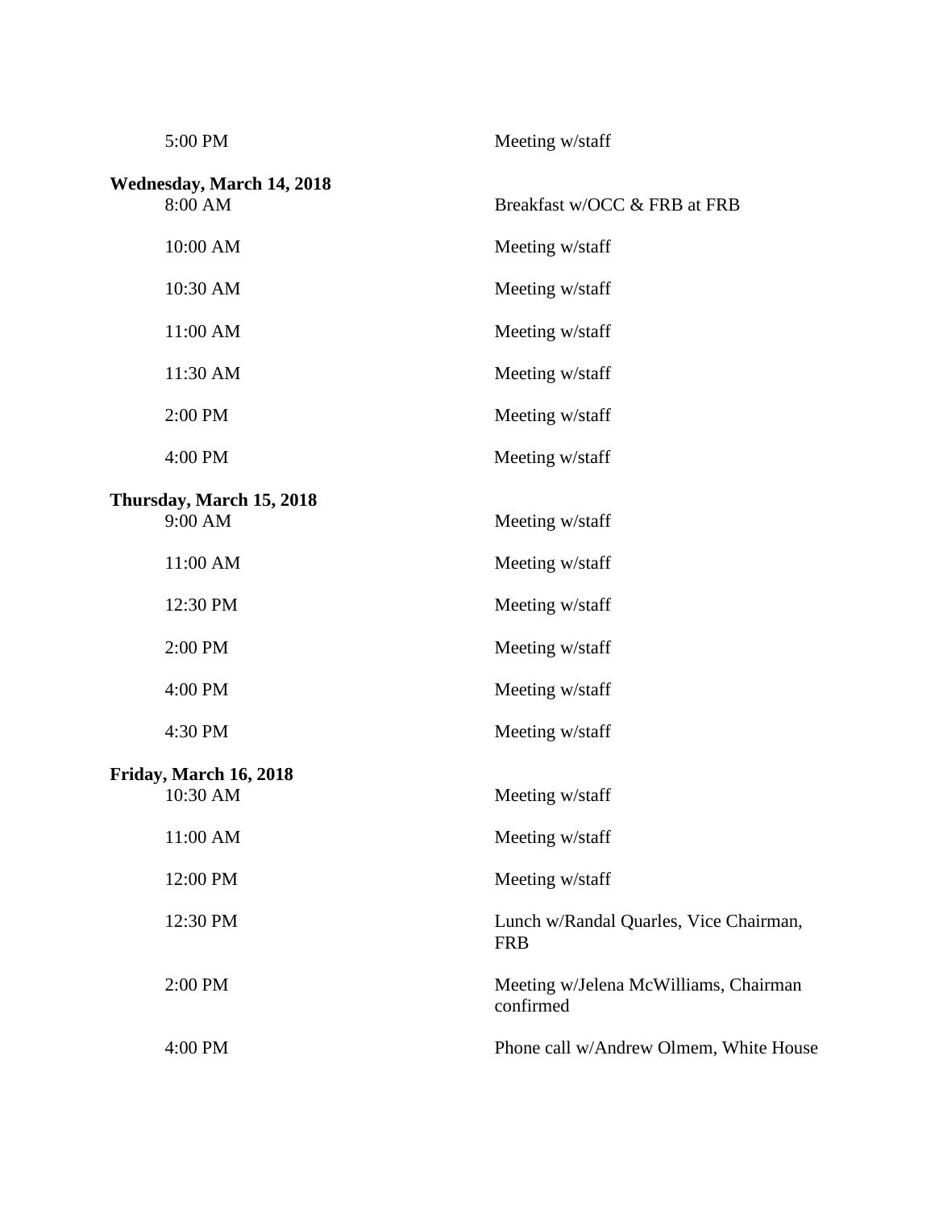| | |
|---|---|
| 5:00 PM | Meeting w/staff |

**Wednesday, March 14, 2018**

| | |
|---|---|
| 8:00 AM | Breakfast w/OCC & FRB at FRB |
| 10:00 AM | Meeting w/staff |
| 10:30 AM | Meeting w/staff |
| 11:00 AM | Meeting w/staff |
| 11:30 AM | Meeting w/staff |
| 2:00 PM | Meeting w/staff |
| 4:00 PM | Meeting w/staff |

**Thursday, March 15, 2018**

| | |
|---|---|
| 9:00 AM | Meeting w/staff |
| 11:00 AM | Meeting w/staff |
| 12:30 PM | Meeting w/staff |
| 2:00 PM | Meeting w/staff |
| 4:00 PM | Meeting w/staff |
| 4:30 PM | Meeting w/staff |

**Friday, March 16, 2018**

| | |
|---|---|
| 10:30 AM | Meeting w/staff |
| 11:00 AM | Meeting w/staff |
| 12:00 PM | Meeting w/staff |
| 12:30 PM | Lunch w/Randal Quarles, Vice Chairman, FRB |
| 2:00 PM | Meeting w/Jelena McWilliams, Chairman confirmed |
| 4:00 PM | Phone call w/Andrew Olmem, White House |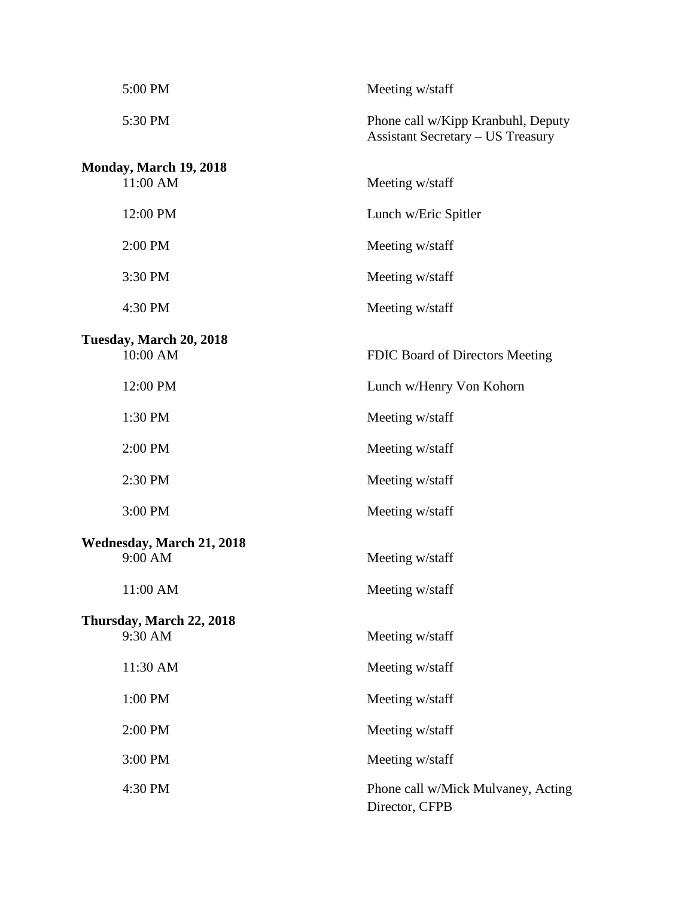| | |
|---|---|
| 5:00 PM | Meeting w/staff |
| 5:30 PM | Phone call w/Kipp Kranbuhl, Deputy Assistant Secretary – US Treasury |

**Monday, March 19, 2018**

| | |
|---|---|
| 11:00 AM | Meeting w/staff |
| 12:00 PM | Lunch w/Eric Spitler |
| 2:00 PM | Meeting w/staff |
| 3:30 PM | Meeting w/staff |
| 4:30 PM | Meeting w/staff |

**Tuesday, March 20, 2018**

| | |
|---|---|
| 10:00 AM | FDIC Board of Directors Meeting |
| 12:00 PM | Lunch w/Henry Von Kohorn |
| 1:30 PM | Meeting w/staff |
| 2:00 PM | Meeting w/staff |
| 2:30 PM | Meeting w/staff |
| 3:00 PM | Meeting w/staff |

**Wednesday, March 21, 2018**

| | |
|---|---|
| 9:00 AM | Meeting w/staff |
| 11:00 AM | Meeting w/staff |

**Thursday, March 22, 2018**

| | |
|---|---|
| 9:30 AM | Meeting w/staff |
| 11:30 AM | Meeting w/staff |
| 1:00 PM | Meeting w/staff |
| 2:00 PM | Meeting w/staff |
| 3:00 PM | Meeting w/staff |
| 4:30 PM | Phone call w/Mick Mulvaney, Acting Director, CFPB |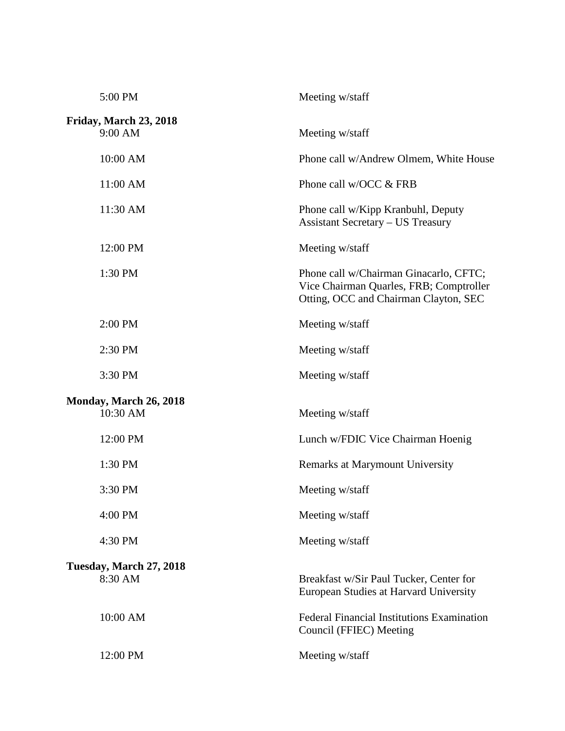| | |
|---|---|
| 5:00 PM | Meeting w/staff |

**Friday, March 23, 2018**

| | |
|---|---|
| 9:00 AM | Meeting w/staff |
| 10:00 AM | Phone call w/Andrew Olmem, White House |
| 11:00 AM | Phone call w/OCC & FRB |
| 11:30 AM | Phone call w/Kipp Kranbuhl, Deputy Assistant Secretary – US Treasury |
| 12:00 PM | Meeting w/staff |
| 1:30 PM | Phone call w/Chairman Ginacarlo, CFTC; Vice Chairman Quarles, FRB; Comptroller Otting, OCC and Chairman Clayton, SEC |
| 2:00 PM | Meeting w/staff |
| 2:30 PM | Meeting w/staff |
| 3:30 PM | Meeting w/staff |

**Monday, March 26, 2018**

| | |
|---|---|
| 10:30 AM | Meeting w/staff |
| 12:00 PM | Lunch w/FDIC Vice Chairman Hoenig |
| 1:30 PM | Remarks at Marymount University |
| 3:30 PM | Meeting w/staff |
| 4:00 PM | Meeting w/staff |
| 4:30 PM | Meeting w/staff |

**Tuesday, March 27, 2018**

| | |
|---|---|
| 8:30 AM | Breakfast w/Sir Paul Tucker, Center for European Studies at Harvard University |
| 10:00 AM | Federal Financial Institutions Examination Council (FFIEC) Meeting |
| 12:00 PM | Meeting w/staff |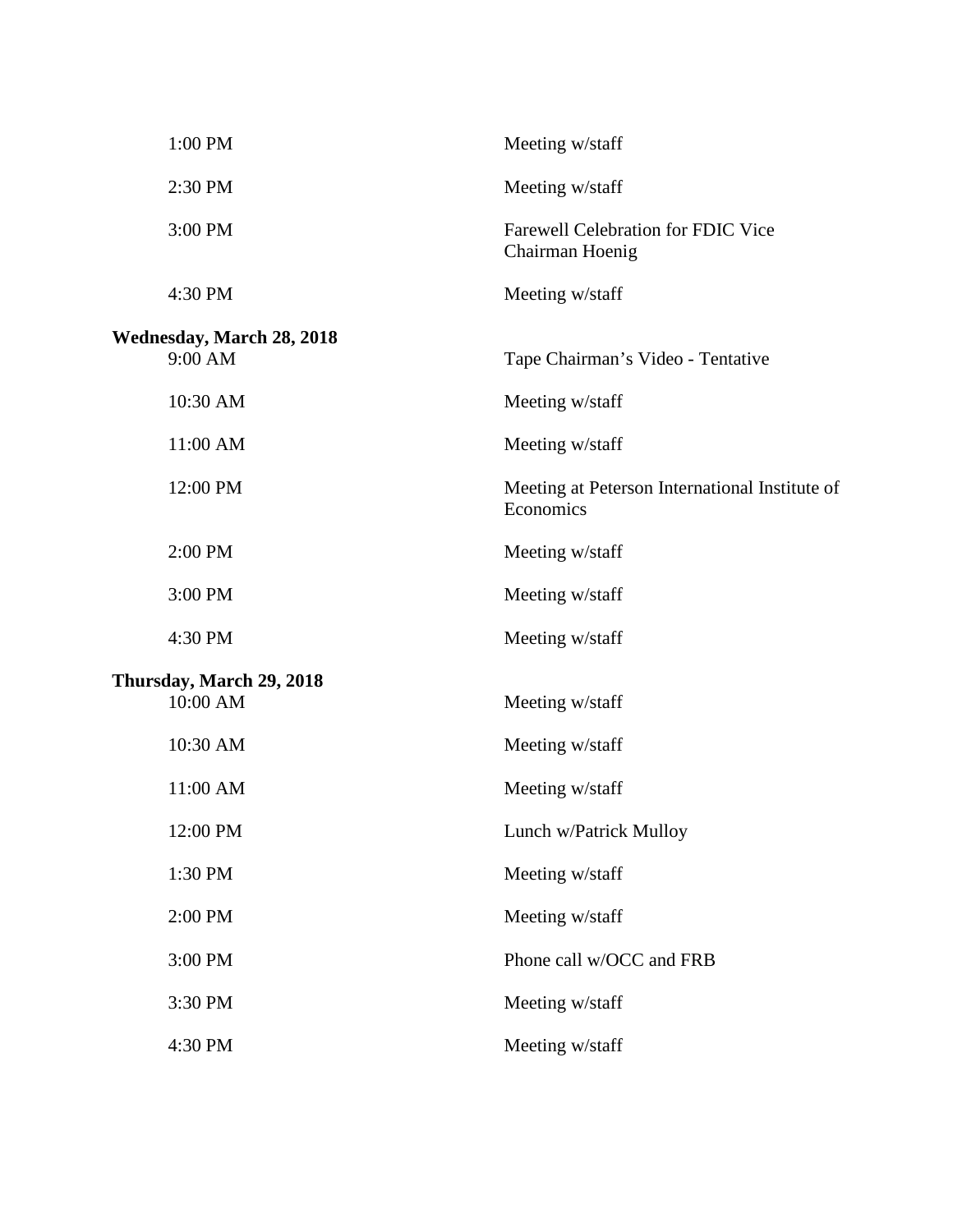| | |
|---|---|
| 1:00 PM | Meeting w/staff |
| 2:30 PM | Meeting w/staff |
| 3:00 PM | Farewell Celebration for FDIC Vice Chairman Hoenig |
| 4:30 PM | Meeting w/staff |

**Wednesday, March 28, 2018**

| | |
|---|---|
| 9:00 AM | Tape Chairman's Video - Tentative |
| 10:30 AM | Meeting w/staff |
| 11:00 AM | Meeting w/staff |
| 12:00 PM | Meeting at Peterson International Institute of Economics |
| 2:00 PM | Meeting w/staff |
| 3:00 PM | Meeting w/staff |
| 4:30 PM | Meeting w/staff |

**Thursday, March 29, 2018**

| | |
|---|---|
| 10:00 AM | Meeting w/staff |
| 10:30 AM | Meeting w/staff |
| 11:00 AM | Meeting w/staff |
| 12:00 PM | Lunch w/Patrick Mulloy |
| 1:30 PM | Meeting w/staff |
| 2:00 PM | Meeting w/staff |
| 3:00 PM | Phone call w/OCC and FRB |
| 3:30 PM | Meeting w/staff |
| 4:30 PM | Meeting w/staff |